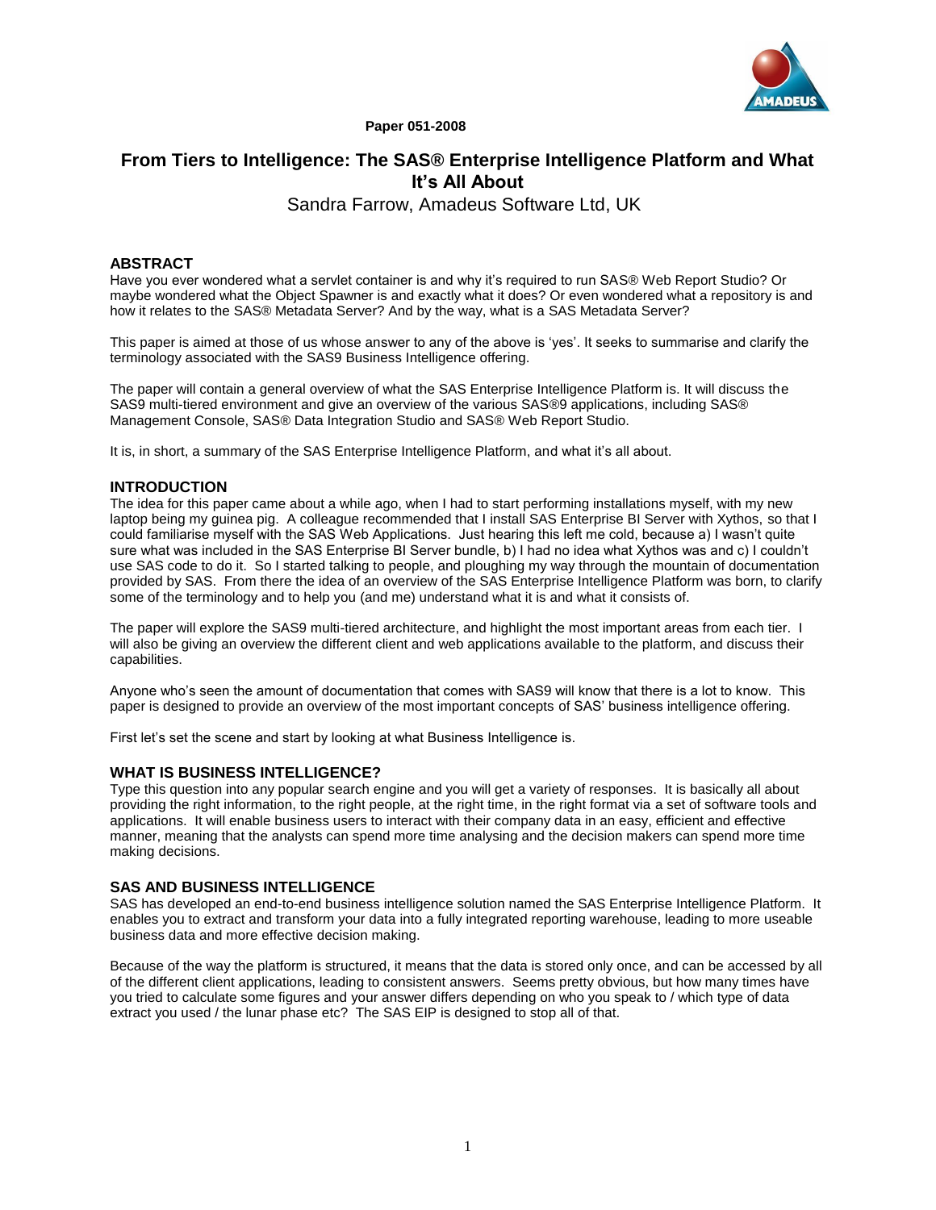**Paper 051-2008**

# From Tiers to Intelligence: The SAS® Enterprise Intelligence Platform and What It's All About

Sandra Farrow, Amadeus Software Ltd, UK

## ABSTRACT

Have you ever wondered what a servlet container is and why it's required to run SAS® Web Report Studio? Or maybe wondered what the Object Spawner is and exactly what it does? Or even wondered what a repository is and how it relates to the SAS® Metadata Server? And by the way, what is a SAS Metadata Server?

This paper is aimed at those of us whose answer to any of the above is 'yes'. It seeks to summarise and clarify the terminology associated with the SAS9 Business Intelligence offering.

The paper will contain a general overview of what the SAS Enterprise Intelligence Platform is. It will discuss the SAS9 multi-tiered environment and give an overview of the various SAS®9 applications, including SAS® Management Console, SAS® Data Integration Studio and SAS® Web Report Studio.

It is, in short, a summary of the SAS Enterprise Intelligence Platform, and what it's all about.

## INTRODUCTION

The idea for this paper came about a while ago, when I had to start performing installations myself, with my new laptop being my guinea pig. A colleague recommended that I install SAS Enterprise BI Server with Xythos, so that I could familiarise myself with the SAS Web Applications. Just hearing this left me cold, because a) I wasn't quite sure what was included in the SAS Enterprise BI Server bundle, b) I had no idea what Xythos was and c) I couldn't use SAS code to do it. So I started talking to people, and ploughing my way through the mountain of documentation provided by SAS. From there the idea of an overview of the SAS Enterprise Intelligence Platform was born, to clarify some of the terminology and to help you (and me) understand what it is and what it consists of.

The paper will explore the SAS9 multi-tiered architecture, and highlight the most important areas from each tier. I will also be giving an overview the different client and web applications available to the platform, and discuss their capabilities.

Anyone who's seen the amount of documentation that comes with SAS9 will know that there is a lot to know. This paper is designed to provide an overview of the most important concepts of SAS' business intelligence offering.

First let's set the scene and start by looking at what Business Intelligence is.

## WHAT IS BUSINESS INTELLIGENCE?

Type this question into any popular search engine and you will get a variety of responses. It is basically all about providing the right information, to the right people, at the right time, in the right format via a set of software tools and applications. It will enable business users to interact with their company data in an easy, efficient and effective manner, meaning that the analysts can spend more time analysing and the decision makers can spend more time making decisions.

## SAS AND BUSINESS INTELLIGENCE

SAS has developed an end-to-end business intelligence solution named the SAS Enterprise Intelligence Platform. It enables you to extract and transform your data into a fully integrated reporting warehouse, leading to more useable business data and more effective decision making.

Because of the way the platform is structured, it means that the data is stored only once, and can be accessed by all of the different client applications, leading to consistent answers. Seems pretty obvious, but how many times have you tried to calculate some figures and your answer differs depending on who you speak to / which type of data extract you used / the lunar phase etc? The SAS EIP is designed to stop all of that.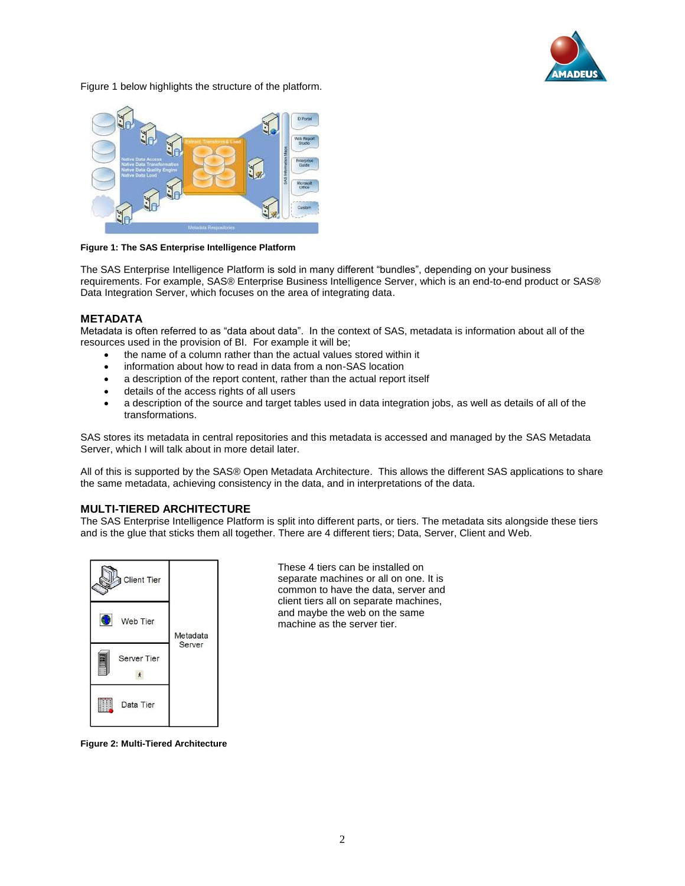Figure 1 below highlights the structure of the platform.

**Figure 1: The SAS Enterprise Intelligence Platform**

The SAS Enterprise Intelligence Platform is sold in many different "bundles", depending on your business requirements. For example, SAS® Enterprise Business Intelligence Server, which is an end-to-end product or SAS® Data Integration Server, which focuses on the area of integrating data.

## METADATA

Metadata is often referred to as "data about data". In the context of SAS, metadata is information about all of the resources used in the provision of BI. For example it will be;

- the name of a column rather than the actual values stored within it
- information about how to read in data from a non-SAS location
- a description of the report content, rather than the actual report itself
- details of the access rights of all users
- a description of the source and target tables used in data integration jobs, as well as details of all of the transformations.

SAS stores its metadata in central repositories and this metadata is accessed and managed by the SAS Metadata Server, which I will talk about in more detail later.

All of this is supported by the SAS® Open Metadata Architecture. This allows the different SAS applications to share the same metadata, achieving consistency in the data, and in interpretations of the data.

## MULTI-TIERED ARCHITECTURE

The SAS Enterprise Intelligence Platform is split into different parts, or tiers. The metadata sits alongside these tiers and is the glue that sticks them all together. There are 4 different tiers; Data, Server, Client and Web.

| | |
|---|---|
| Client Tier | Metadata Server |
| Web Tier | |
| Server Tier | |
| Data Tier | |

These 4 tiers can be installed on separate machines or all on one. It is common to have the data, server and client tiers all on separate machines, and maybe the web on the same machine as the server tier.

**Figure 2: Multi-Tiered Architecture**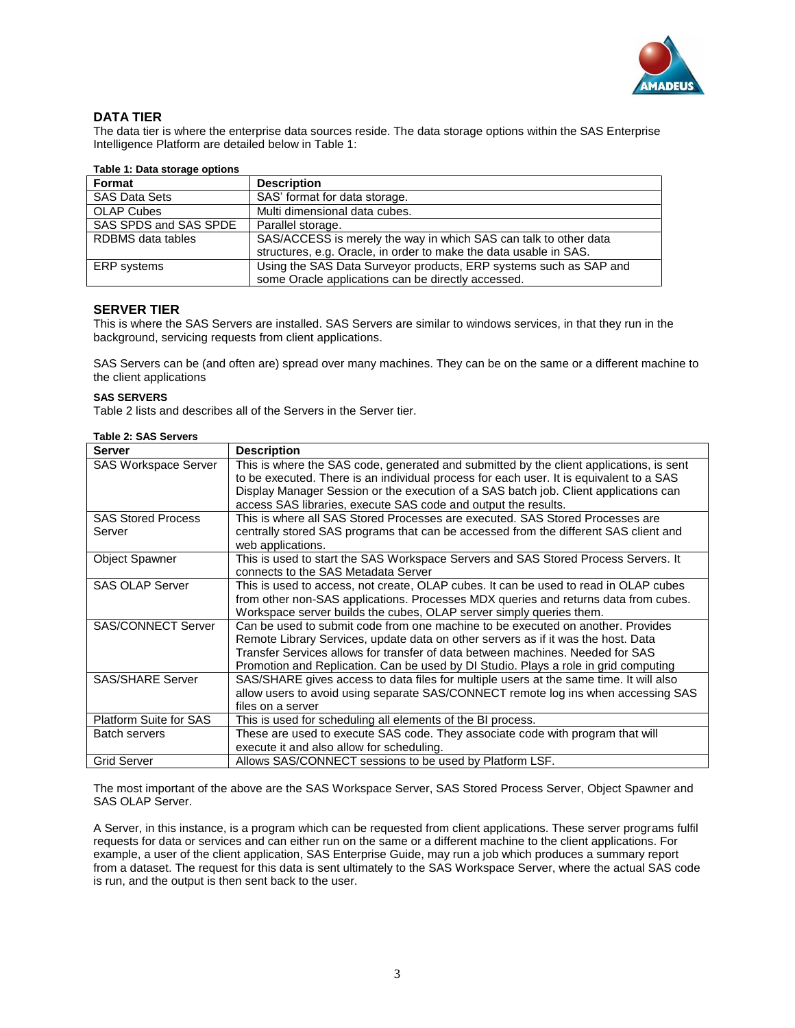## DATA TIER

The data tier is where the enterprise data sources reside. The data storage options within the SAS Enterprise Intelligence Platform are detailed below in Table 1:

**Table 1: Data storage options**

| Format | Description |
| --- | --- |
| SAS Data Sets | SAS' format for data storage. |
| OLAP Cubes | Multi dimensional data cubes. |
| SAS SPDS and SAS SPDE | Parallel storage. |
| RDBMS data tables | SAS/ACCESS is merely the way in which SAS can talk to other data structures, e.g. Oracle, in order to make the data usable in SAS. |
| ERP systems | Using the SAS Data Surveyor products, ERP systems such as SAP and some Oracle applications can be directly accessed. |

## SERVER TIER

This is where the SAS Servers are installed. SAS Servers are similar to windows services, in that they run in the background, servicing requests from client applications.

SAS Servers can be (and often are) spread over many machines. They can be on the same or a different machine to the client applications

### SAS SERVERS

Table 2 lists and describes all of the Servers in the Server tier.

**Table 2: SAS Servers**

| Server | Description |
| --- | --- |
| SAS Workspace Server | This is where the SAS code, generated and submitted by the client applications, is sent to be executed. There is an individual process for each user. It is equivalent to a SAS Display Manager Session or the execution of a SAS batch job. Client applications can access SAS libraries, execute SAS code and output the results. |
| SAS Stored Process Server | This is where all SAS Stored Processes are executed. SAS Stored Processes are centrally stored SAS programs that can be accessed from the different SAS client and web applications. |
| Object Spawner | This is used to start the SAS Workspace Servers and SAS Stored Process Servers. It connects to the SAS Metadata Server |
| SAS OLAP Server | This is used to access, not create, OLAP cubes. It can be used to read in OLAP cubes from other non-SAS applications. Processes MDX queries and returns data from cubes. Workspace server builds the cubes, OLAP server simply queries them. |
| SAS/CONNECT Server | Can be used to submit code from one machine to be executed on another. Provides Remote Library Services, update data on other servers as if it was the host. Data Transfer Services allows for transfer of data between machines. Needed for SAS Promotion and Replication. Can be used by DI Studio. Plays a role in grid computing |
| SAS/SHARE Server | SAS/SHARE gives access to data files for multiple users at the same time. It will also allow users to avoid using separate SAS/CONNECT remote log ins when accessing SAS files on a server |
| Platform Suite for SAS | This is used for scheduling all elements of the BI process. |
| Batch servers | These are used to execute SAS code. They associate code with program that will execute it and also allow for scheduling. |
| Grid Server | Allows SAS/CONNECT sessions to be used by Platform LSF. |

The most important of the above are the SAS Workspace Server, SAS Stored Process Server, Object Spawner and SAS OLAP Server.

A Server, in this instance, is a program which can be requested from client applications. These server programs fulfil requests for data or services and can either run on the same or a different machine to the client applications. For example, a user of the client application, SAS Enterprise Guide, may run a job which produces a summary report from a dataset. The request for this data is sent ultimately to the SAS Workspace Server, where the actual SAS code is run, and the output is then sent back to the user.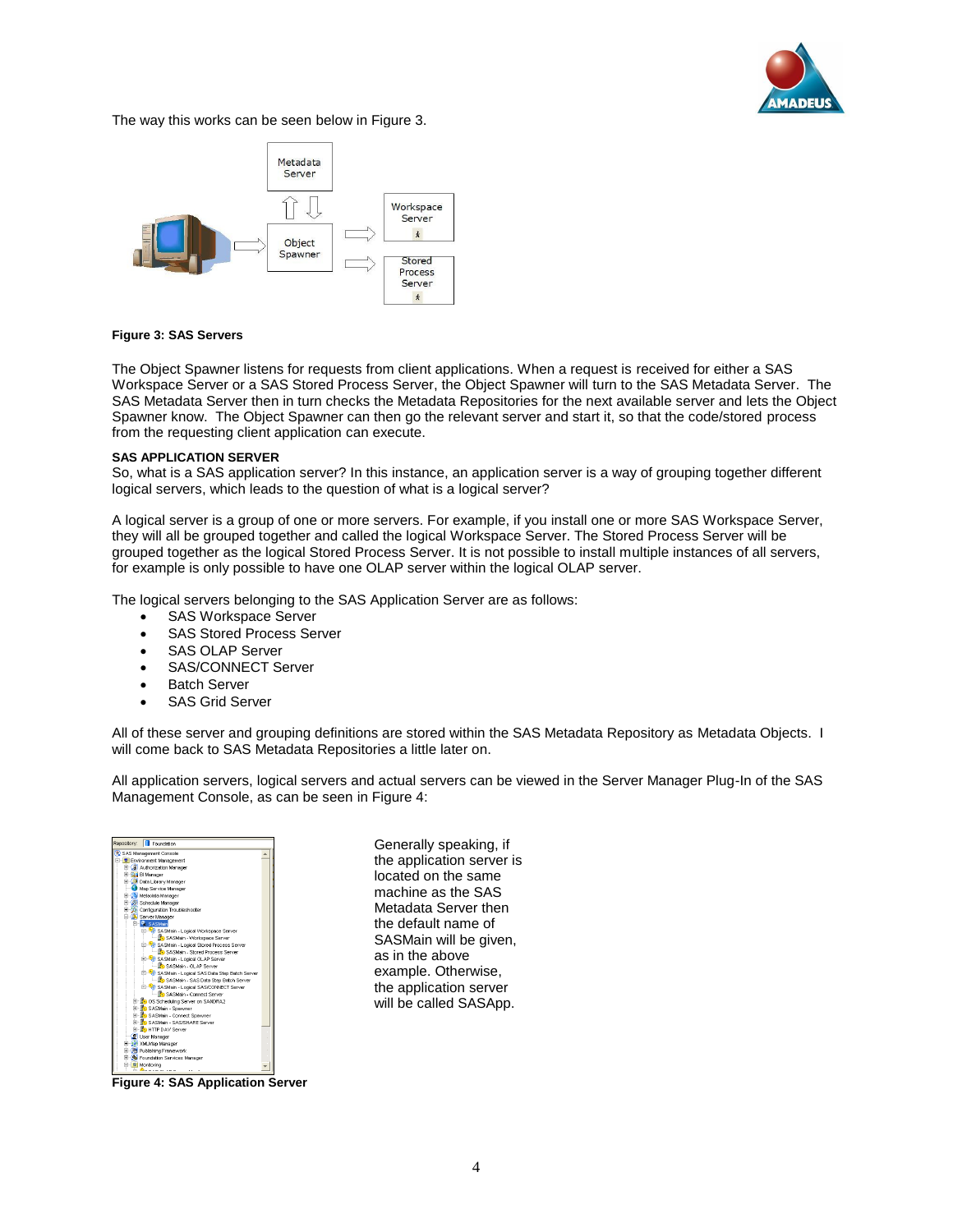The way this works can be seen below in Figure 3.

**Figure 3: SAS Servers**

The Object Spawner listens for requests from client applications. When a request is received for either a SAS Workspace Server or a SAS Stored Process Server, the Object Spawner will turn to the SAS Metadata Server. The SAS Metadata Server then in turn checks the Metadata Repositories for the next available server and lets the Object Spawner know. The Object Spawner can then go the relevant server and start it, so that the code/stored process from the requesting client application can execute.

**SAS APPLICATION SERVER**

So, what is a SAS application server? In this instance, an application server is a way of grouping together different logical servers, which leads to the question of what is a logical server?

A logical server is a group of one or more servers. For example, if you install one or more SAS Workspace Server, they will all be grouped together and called the logical Workspace Server. The Stored Process Server will be grouped together as the logical Stored Process Server. It is not possible to install multiple instances of all servers, for example is only possible to have one OLAP server within the logical OLAP server.

The logical servers belonging to the SAS Application Server are as follows:

- SAS Workspace Server
- SAS Stored Process Server
- SAS OLAP Server
- SAS/CONNECT Server
- Batch Server
- SAS Grid Server

All of these server and grouping definitions are stored within the SAS Metadata Repository as Metadata Objects. I will come back to SAS Metadata Repositories a little later on.

All application servers, logical servers and actual servers can be viewed in the Server Manager Plug-In of the SAS Management Console, as can be seen in Figure 4:

Generally speaking, if the application server is located on the same machine as the SAS Metadata Server then the default name of SASMain will be given, as in the above example. Otherwise, the application server will be called SASApp.

**Figure 4: SAS Application Server**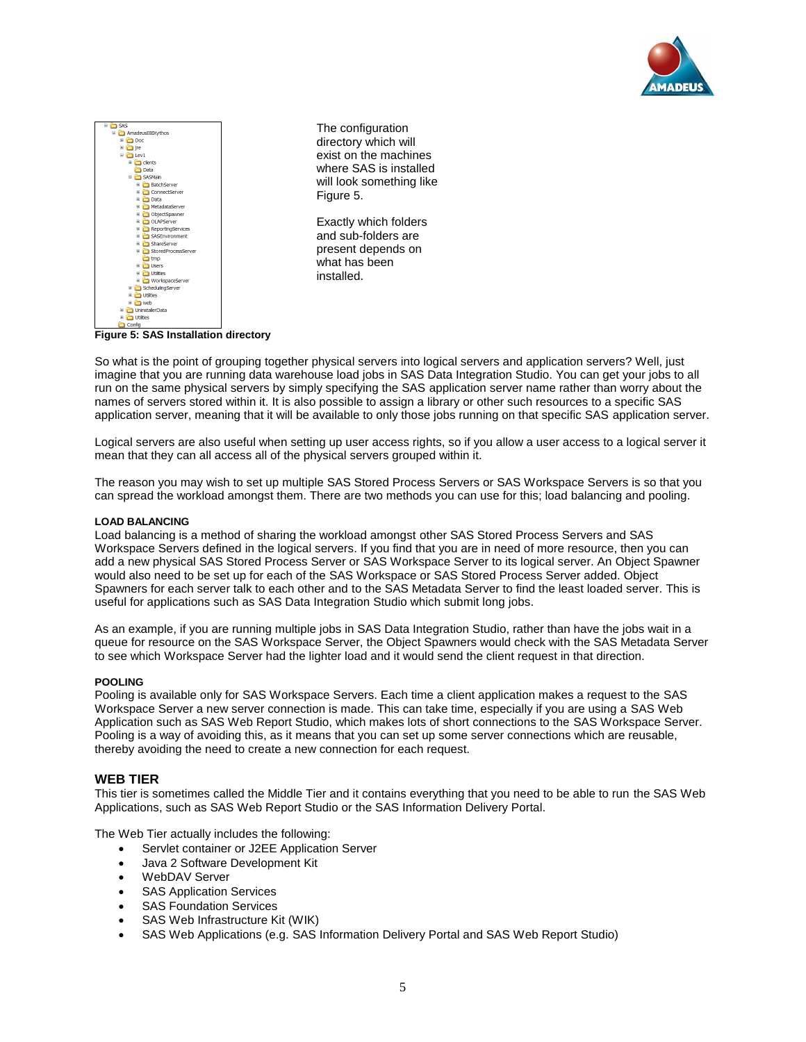The configuration directory which will exist on the machines where SAS is installed will look something like Figure 5.

Exactly which folders and sub-folders are present depends on what has been installed.

**Figure 5: SAS Installation directory**

So what is the point of grouping together physical servers into logical servers and application servers? Well, just imagine that you are running data warehouse load jobs in SAS Data Integration Studio. You can get your jobs to all run on the same physical servers by simply specifying the SAS application server name rather than worry about the names of servers stored within it. It is also possible to assign a library or other such resources to a specific SAS application server, meaning that it will be available to only those jobs running on that specific SAS application server.

Logical servers are also useful when setting up user access rights, so if you allow a user access to a logical server it mean that they can all access all of the physical servers grouped within it.

The reason you may wish to set up multiple SAS Stored Process Servers or SAS Workspace Servers is so that you can spread the workload amongst them. There are two methods you can use for this; load balancing and pooling.

#### LOAD BALANCING

Load balancing is a method of sharing the workload amongst other SAS Stored Process Servers and SAS Workspace Servers defined in the logical servers. If you find that you are in need of more resource, then you can add a new physical SAS Stored Process Server or SAS Workspace Server to its logical server. An Object Spawner would also need to be set up for each of the SAS Workspace or SAS Stored Process Server added. Object Spawners for each server talk to each other and to the SAS Metadata Server to find the least loaded server. This is useful for applications such as SAS Data Integration Studio which submit long jobs.

As an example, if you are running multiple jobs in SAS Data Integration Studio, rather than have the jobs wait in a queue for resource on the SAS Workspace Server, the Object Spawners would check with the SAS Metadata Server to see which Workspace Server had the lighter load and it would send the client request in that direction.

#### POOLING

Pooling is available only for SAS Workspace Servers. Each time a client application makes a request to the SAS Workspace Server a new server connection is made. This can take time, especially if you are using a SAS Web Application such as SAS Web Report Studio, which makes lots of short connections to the SAS Workspace Server. Pooling is a way of avoiding this, as it means that you can set up some server connections which are reusable, thereby avoiding the need to create a new connection for each request.

## WEB TIER

This tier is sometimes called the Middle Tier and it contains everything that you need to be able to run the SAS Web Applications, such as SAS Web Report Studio or the SAS Information Delivery Portal.

The Web Tier actually includes the following:

- Servlet container or J2EE Application Server
- Java 2 Software Development Kit
- WebDAV Server
- SAS Application Services
- SAS Foundation Services
- SAS Web Infrastructure Kit (WIK)
- SAS Web Applications (e.g. SAS Information Delivery Portal and SAS Web Report Studio)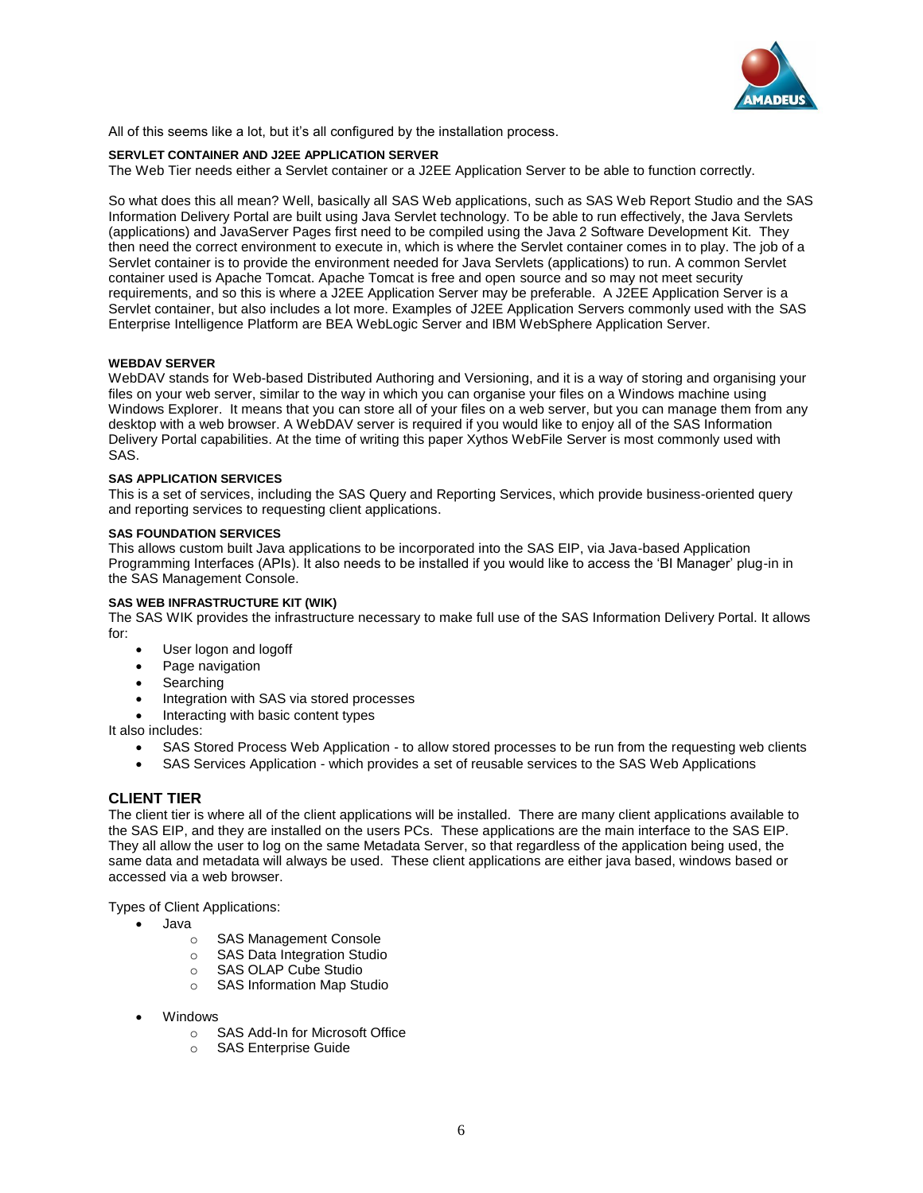All of this seems like a lot, but it's all configured by the installation process.

#### SERVLET CONTAINER AND J2EE APPLICATION SERVER

The Web Tier needs either a Servlet container or a J2EE Application Server to be able to function correctly.

So what does this all mean? Well, basically all SAS Web applications, such as SAS Web Report Studio and the SAS Information Delivery Portal are built using Java Servlet technology. To be able to run effectively, the Java Servlets (applications) and JavaServer Pages first need to be compiled using the Java 2 Software Development Kit. They then need the correct environment to execute in, which is where the Servlet container comes in to play. The job of a Servlet container is to provide the environment needed for Java Servlets (applications) to run. A common Servlet container used is Apache Tomcat. Apache Tomcat is free and open source and so may not meet security requirements, and so this is where a J2EE Application Server may be preferable. A J2EE Application Server is a Servlet container, but also includes a lot more. Examples of J2EE Application Servers commonly used with the SAS Enterprise Intelligence Platform are BEA WebLogic Server and IBM WebSphere Application Server.

#### WEBDAV SERVER

WebDAV stands for Web-based Distributed Authoring and Versioning, and it is a way of storing and organising your files on your web server, similar to the way in which you can organise your files on a Windows machine using Windows Explorer. It means that you can store all of your files on a web server, but you can manage them from any desktop with a web browser. A WebDAV server is required if you would like to enjoy all of the SAS Information Delivery Portal capabilities. At the time of writing this paper Xythos WebFile Server is most commonly used with SAS.

#### SAS APPLICATION SERVICES

This is a set of services, including the SAS Query and Reporting Services, which provide business-oriented query and reporting services to requesting client applications.

#### SAS FOUNDATION SERVICES

This allows custom built Java applications to be incorporated into the SAS EIP, via Java-based Application Programming Interfaces (APIs). It also needs to be installed if you would like to access the 'BI Manager' plug-in in the SAS Management Console.

#### SAS WEB INFRASTRUCTURE KIT (WIK)

The SAS WIK provides the infrastructure necessary to make full use of the SAS Information Delivery Portal. It allows for:

- User logon and logoff
- Page navigation
- Searching
- Integration with SAS via stored processes
- Interacting with basic content types

It also includes:

- SAS Stored Process Web Application - to allow stored processes to be run from the requesting web clients
- SAS Services Application - which provides a set of reusable services to the SAS Web Applications

### CLIENT TIER

The client tier is where all of the client applications will be installed. There are many client applications available to the SAS EIP, and they are installed on the users PCs. These applications are the main interface to the SAS EIP. They all allow the user to log on the same Metadata Server, so that regardless of the application being used, the same data and metadata will always be used. These client applications are either java based, windows based or accessed via a web browser.

Types of Client Applications:

- Java
  - SAS Management Console
  - SAS Data Integration Studio
  - SAS OLAP Cube Studio
  - SAS Information Map Studio
- Windows
  - SAS Add-In for Microsoft Office
  - SAS Enterprise Guide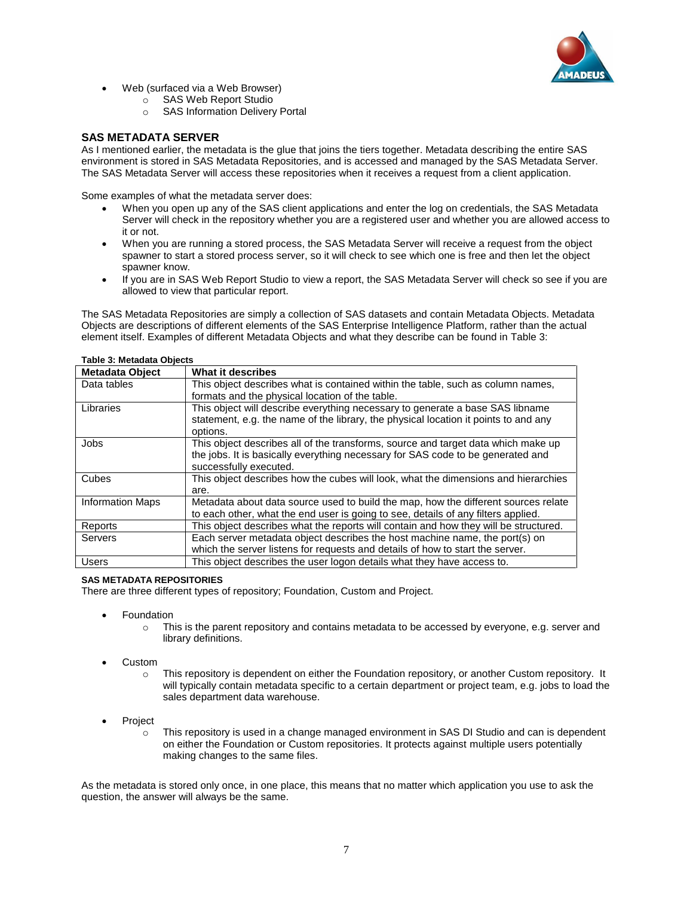- Web (surfaced via a Web Browser)
  - SAS Web Report Studio
  - SAS Information Delivery Portal

## SAS METADATA SERVER

As I mentioned earlier, the metadata is the glue that joins the tiers together. Metadata describing the entire SAS environment is stored in SAS Metadata Repositories, and is accessed and managed by the SAS Metadata Server. The SAS Metadata Server will access these repositories when it receives a request from a client application.

Some examples of what the metadata server does:

- When you open up any of the SAS client applications and enter the log on credentials, the SAS Metadata Server will check in the repository whether you are a registered user and whether you are allowed access to it or not.
- When you are running a stored process, the SAS Metadata Server will receive a request from the object spawner to start a stored process server, so it will check to see which one is free and then let the object spawner know.
- If you are in SAS Web Report Studio to view a report, the SAS Metadata Server will check so see if you are allowed to view that particular report.

The SAS Metadata Repositories are simply a collection of SAS datasets and contain Metadata Objects. Metadata Objects are descriptions of different elements of the SAS Enterprise Intelligence Platform, rather than the actual element itself. Examples of different Metadata Objects and what they describe can be found in Table 3:

**Table 3: Metadata Objects**

| Metadata Object | What it describes |
|---|---|
| Data tables | This object describes what is contained within the table, such as column names, formats and the physical location of the table. |
| Libraries | This object will describe everything necessary to generate a base SAS libname statement, e.g. the name of the library, the physical location it points to and any options. |
| Jobs | This object describes all of the transforms, source and target data which make up the jobs. It is basically everything necessary for SAS code to be generated and successfully executed. |
| Cubes | This object describes how the cubes will look, what the dimensions and hierarchies are. |
| Information Maps | Metadata about data source used to build the map, how the different sources relate to each other, what the end user is going to see, details of any filters applied. |
| Reports | This object describes what the reports will contain and how they will be structured. |
| Servers | Each server metadata object describes the host machine name, the port(s) on which the server listens for requests and details of how to start the server. |
| Users | This object describes the user logon details what they have access to. |

### SAS METADATA REPOSITORIES

There are three different types of repository; Foundation, Custom and Project.

- Foundation
  - This is the parent repository and contains metadata to be accessed by everyone, e.g. server and library definitions.
- Custom
  - This repository is dependent on either the Foundation repository, or another Custom repository. It will typically contain metadata specific to a certain department or project team, e.g. jobs to load the sales department data warehouse.
- Project
  - This repository is used in a change managed environment in SAS DI Studio and can is dependent on either the Foundation or Custom repositories. It protects against multiple users potentially making changes to the same files.

As the metadata is stored only once, in one place, this means that no matter which application you use to ask the question, the answer will always be the same.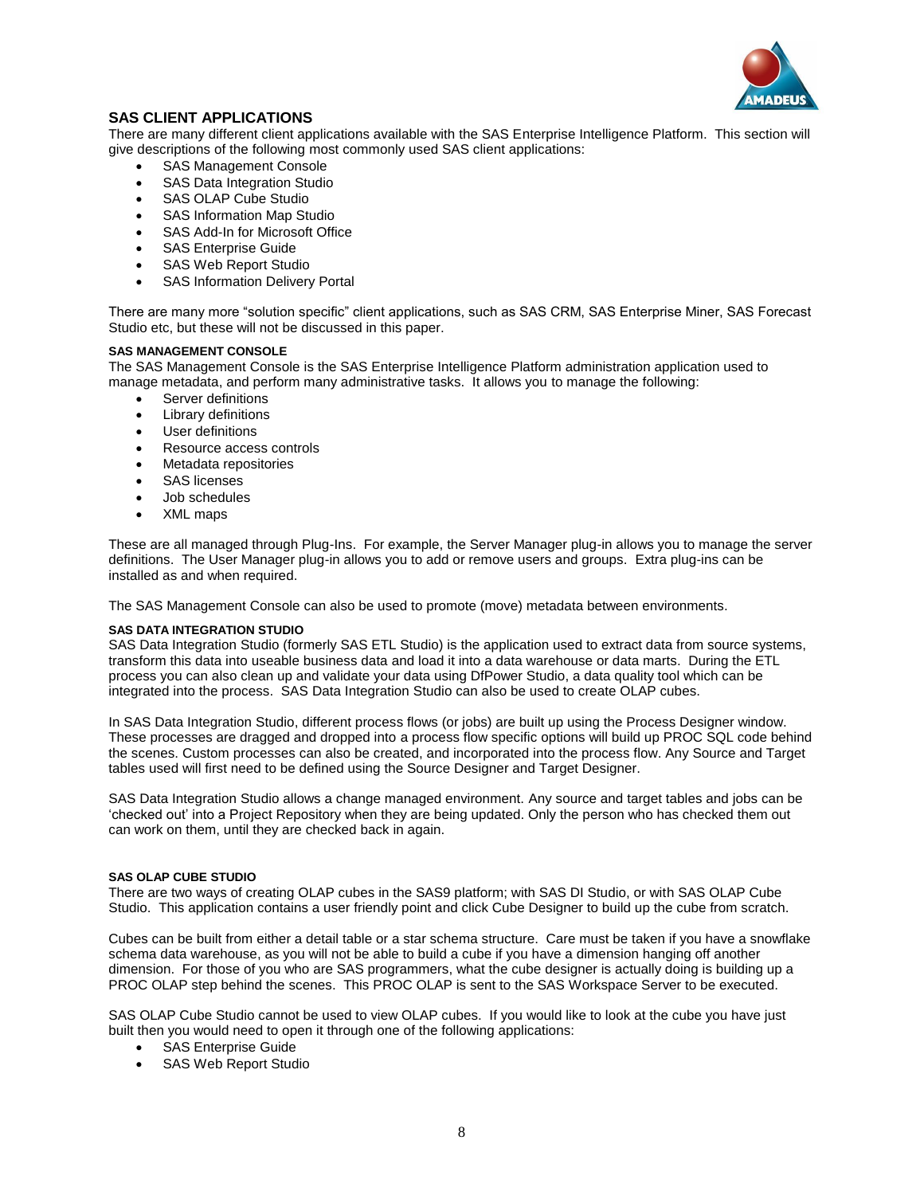## SAS CLIENT APPLICATIONS

There are many different client applications available with the SAS Enterprise Intelligence Platform. This section will give descriptions of the following most commonly used SAS client applications:

- SAS Management Console
- SAS Data Integration Studio
- SAS OLAP Cube Studio
- SAS Information Map Studio
- SAS Add-In for Microsoft Office
- SAS Enterprise Guide
- SAS Web Report Studio
- SAS Information Delivery Portal

There are many more "solution specific" client applications, such as SAS CRM, SAS Enterprise Miner, SAS Forecast Studio etc, but these will not be discussed in this paper.

### SAS MANAGEMENT CONSOLE

The SAS Management Console is the SAS Enterprise Intelligence Platform administration application used to manage metadata, and perform many administrative tasks. It allows you to manage the following:

- Server definitions
- Library definitions
- User definitions
- Resource access controls
- Metadata repositories
- SAS licenses
- Job schedules
- XML maps

These are all managed through Plug-Ins. For example, the Server Manager plug-in allows you to manage the server definitions. The User Manager plug-in allows you to add or remove users and groups. Extra plug-ins can be installed as and when required.

The SAS Management Console can also be used to promote (move) metadata between environments.

### SAS DATA INTEGRATION STUDIO

SAS Data Integration Studio (formerly SAS ETL Studio) is the application used to extract data from source systems, transform this data into useable business data and load it into a data warehouse or data marts. During the ETL process you can also clean up and validate your data using DfPower Studio, a data quality tool which can be integrated into the process. SAS Data Integration Studio can also be used to create OLAP cubes.

In SAS Data Integration Studio, different process flows (or jobs) are built up using the Process Designer window. These processes are dragged and dropped into a process flow specific options will build up PROC SQL code behind the scenes. Custom processes can also be created, and incorporated into the process flow. Any Source and Target tables used will first need to be defined using the Source Designer and Target Designer.

SAS Data Integration Studio allows a change managed environment. Any source and target tables and jobs can be 'checked out' into a Project Repository when they are being updated. Only the person who has checked them out can work on them, until they are checked back in again.

### SAS OLAP CUBE STUDIO

There are two ways of creating OLAP cubes in the SAS9 platform; with SAS DI Studio, or with SAS OLAP Cube Studio. This application contains a user friendly point and click Cube Designer to build up the cube from scratch.

Cubes can be built from either a detail table or a star schema structure. Care must be taken if you have a snowflake schema data warehouse, as you will not be able to build a cube if you have a dimension hanging off another dimension. For those of you who are SAS programmers, what the cube designer is actually doing is building up a PROC OLAP step behind the scenes. This PROC OLAP is sent to the SAS Workspace Server to be executed.

SAS OLAP Cube Studio cannot be used to view OLAP cubes. If you would like to look at the cube you have just built then you would need to open it through one of the following applications:

- SAS Enterprise Guide
- SAS Web Report Studio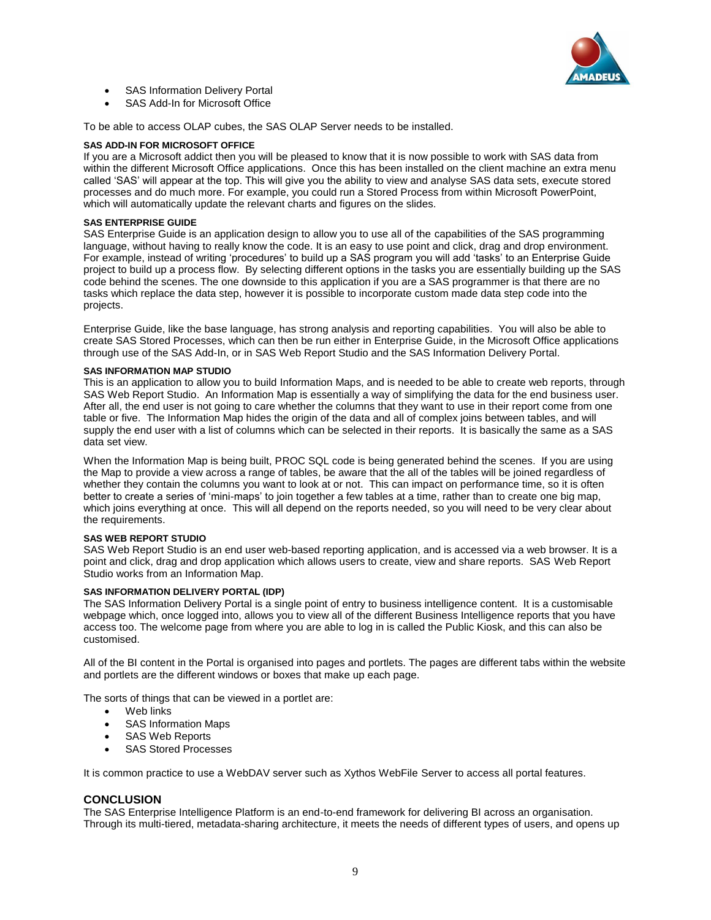- SAS Information Delivery Portal
- SAS Add-In for Microsoft Office

To be able to access OLAP cubes, the SAS OLAP Server needs to be installed.

#### SAS ADD-IN FOR MICROSOFT OFFICE

If you are a Microsoft addict then you will be pleased to know that it is now possible to work with SAS data from within the different Microsoft Office applications. Once this has been installed on the client machine an extra menu called 'SAS' will appear at the top. This will give you the ability to view and analyse SAS data sets, execute stored processes and do much more. For example, you could run a Stored Process from within Microsoft PowerPoint, which will automatically update the relevant charts and figures on the slides.

#### SAS ENTERPRISE GUIDE

SAS Enterprise Guide is an application design to allow you to use all of the capabilities of the SAS programming language, without having to really know the code. It is an easy to use point and click, drag and drop environment. For example, instead of writing 'procedures' to build up a SAS program you will add 'tasks' to an Enterprise Guide project to build up a process flow. By selecting different options in the tasks you are essentially building up the SAS code behind the scenes. The one downside to this application if you are a SAS programmer is that there are no tasks which replace the data step, however it is possible to incorporate custom made data step code into the projects.

Enterprise Guide, like the base language, has strong analysis and reporting capabilities. You will also be able to create SAS Stored Processes, which can then be run either in Enterprise Guide, in the Microsoft Office applications through use of the SAS Add-In, or in SAS Web Report Studio and the SAS Information Delivery Portal.

#### SAS INFORMATION MAP STUDIO

This is an application to allow you to build Information Maps, and is needed to be able to create web reports, through SAS Web Report Studio. An Information Map is essentially a way of simplifying the data for the end business user. After all, the end user is not going to care whether the columns that they want to use in their report come from one table or five. The Information Map hides the origin of the data and all of complex joins between tables, and will supply the end user with a list of columns which can be selected in their reports. It is basically the same as a SAS data set view.

When the Information Map is being built, PROC SQL code is being generated behind the scenes. If you are using the Map to provide a view across a range of tables, be aware that the all of the tables will be joined regardless of whether they contain the columns you want to look at or not. This can impact on performance time, so it is often better to create a series of 'mini-maps' to join together a few tables at a time, rather than to create one big map, which joins everything at once. This will all depend on the reports needed, so you will need to be very clear about the requirements.

#### SAS WEB REPORT STUDIO

SAS Web Report Studio is an end user web-based reporting application, and is accessed via a web browser. It is a point and click, drag and drop application which allows users to create, view and share reports. SAS Web Report Studio works from an Information Map.

#### SAS INFORMATION DELIVERY PORTAL (IDP)

The SAS Information Delivery Portal is a single point of entry to business intelligence content. It is a customisable webpage which, once logged into, allows you to view all of the different Business Intelligence reports that you have access too. The welcome page from where you are able to log in is called the Public Kiosk, and this can also be customised.

All of the BI content in the Portal is organised into pages and portlets. The pages are different tabs within the website and portlets are the different windows or boxes that make up each page.

The sorts of things that can be viewed in a portlet are:

- Web links
- SAS Information Maps
- SAS Web Reports
- SAS Stored Processes

It is common practice to use a WebDAV server such as Xythos WebFile Server to access all portal features.

## CONCLUSION

The SAS Enterprise Intelligence Platform is an end-to-end framework for delivering BI across an organisation. Through its multi-tiered, metadata-sharing architecture, it meets the needs of different types of users, and opens up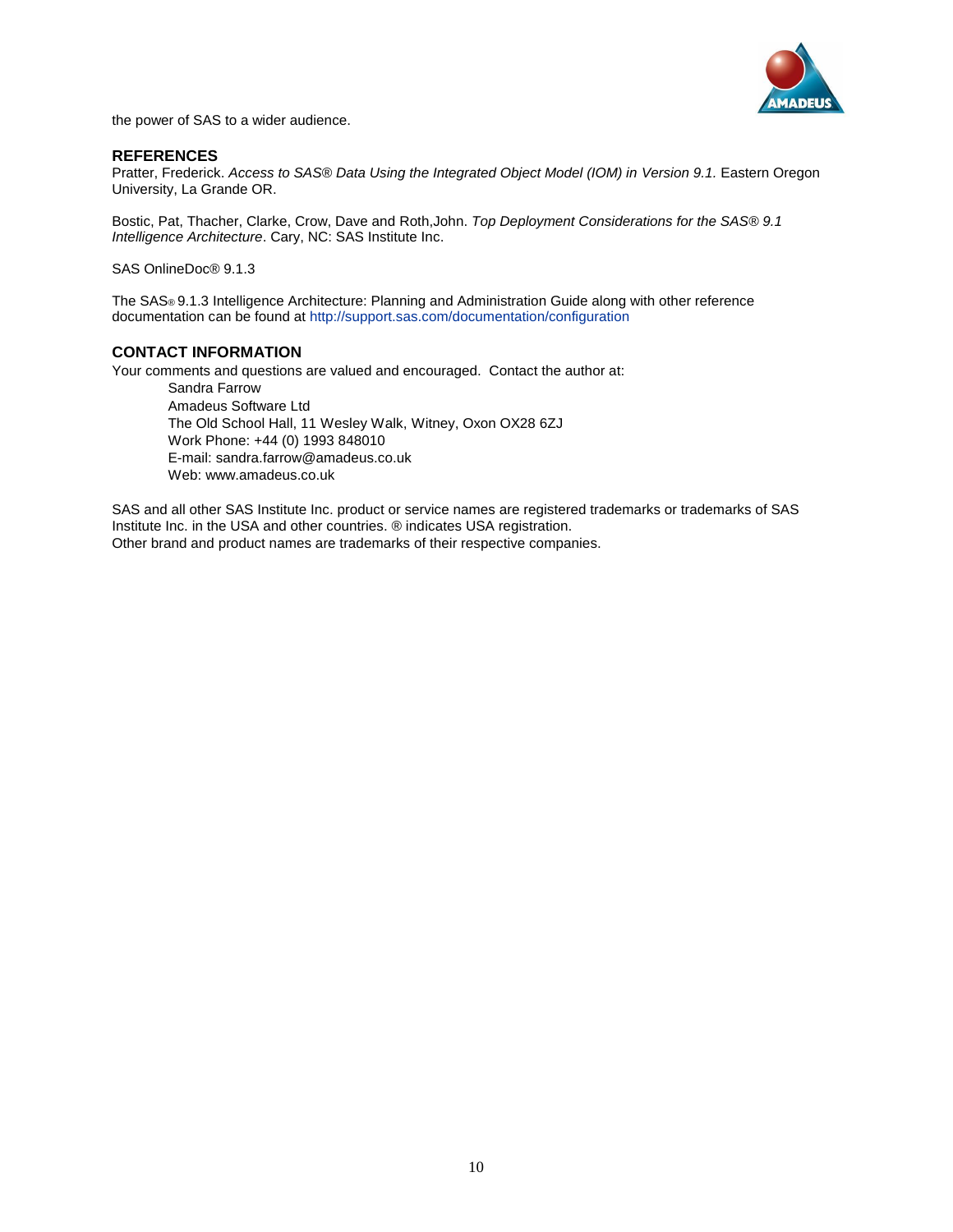the power of SAS to a wider audience.

## REFERENCES

Pratter, Frederick. *Access to SAS® Data Using the Integrated Object Model (IOM) in Version 9.1.* Eastern Oregon University, La Grande OR.

Bostic, Pat, Thacher, Clarke, Crow, Dave and Roth,John. *Top Deployment Considerations for the SAS® 9.1 Intelligence Architecture*. Cary, NC: SAS Institute Inc.

SAS OnlineDoc® 9.1.3

The SAS® 9.1.3 Intelligence Architecture: Planning and Administration Guide along with other reference documentation can be found at http://support.sas.com/documentation/configuration

## CONTACT INFORMATION

Your comments and questions are valued and encouraged. Contact the author at:

Sandra Farrow
Amadeus Software Ltd
The Old School Hall, 11 Wesley Walk, Witney, Oxon OX28 6ZJ
Work Phone: +44 (0) 1993 848010
E-mail: sandra.farrow@amadeus.co.uk
Web: www.amadeus.co.uk

SAS and all other SAS Institute Inc. product or service names are registered trademarks or trademarks of SAS Institute Inc. in the USA and other countries. ® indicates USA registration.
Other brand and product names are trademarks of their respective companies.